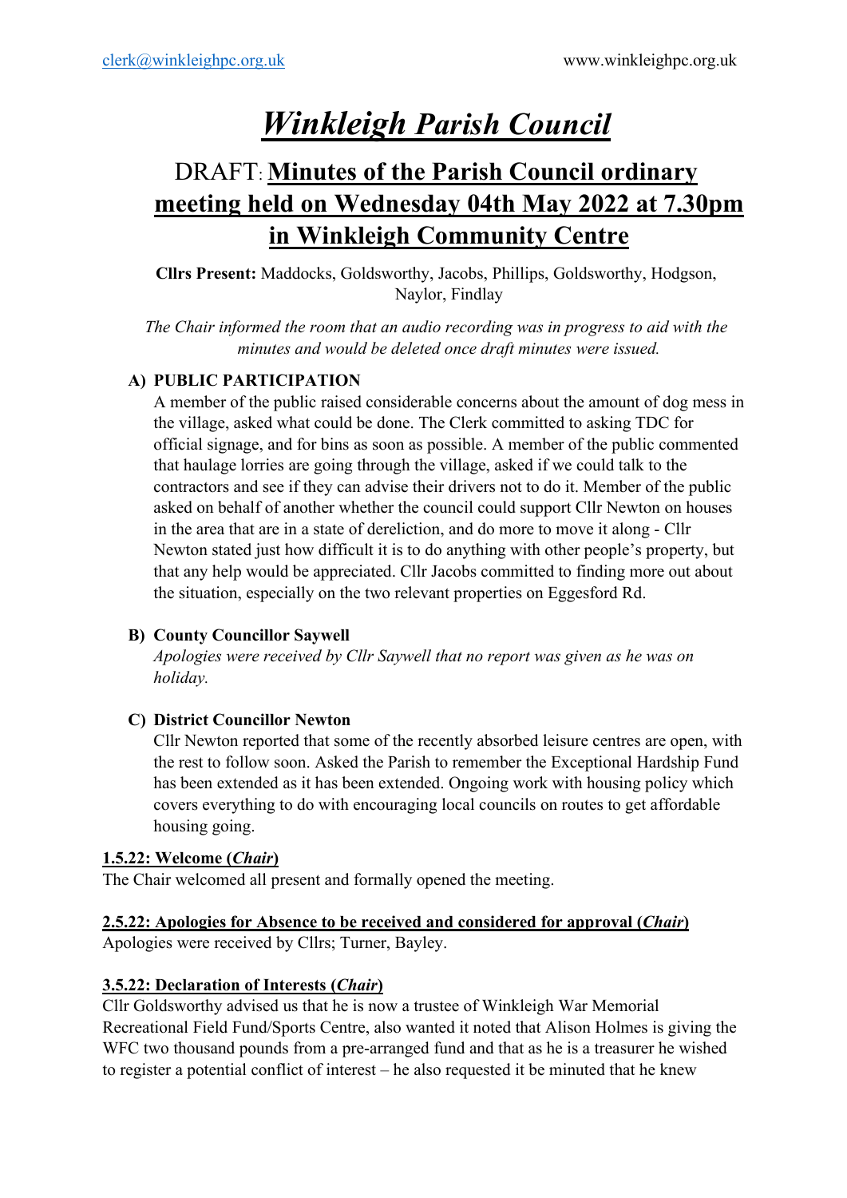clerk@winkleighpc.org.uk www.winkleighpc.org.uk

# *Winkleigh Parish Council*

## DRAFT: **Minutes of the Parish Council ordinary meeting held on Wednesday 04th May 2022 at 7.30pm in Winkleigh Community Centre**

**Cllrs Present:** Maddocks, Goldsworthy, Jacobs, Phillips, Goldsworthy, Hodgson, Naylor, Findlay

*The Chair informed the room that an audio recording was in progress to aid with the minutes and would be deleted once draft minutes were issued.*

**A) PUBLIC PARTICIPATION**

A member of the public raised considerable concerns about the amount of dog mess in the village, asked what could be done. The Clerk committed to asking TDC for official signage, and for bins as soon as possible. A member of the public commented that haulage lorries are going through the village, asked if we could talk to the contractors and see if they can advise their drivers not to do it. Member of the public asked on behalf of another whether the council could support Cllr Newton on houses in the area that are in a state of dereliction, and do more to move it along - Cllr Newton stated just how difficult it is to do anything with other people's property, but that any help would be appreciated. Cllr Jacobs committed to finding more out about the situation, especially on the two relevant properties on Eggesford Rd.

**B) County Councillor Saywell**

*Apologies were received by Cllr Saywell that no report was given as he was on holiday.*

**C) District Councillor Newton**

Cllr Newton reported that some of the recently absorbed leisure centres are open, with the rest to follow soon. Asked the Parish to remember the Exceptional Hardship Fund has been extended as it has been extended. Ongoing work with housing policy which covers everything to do with encouraging local councils on routes to get affordable housing going.

**1.5.22: Welcome (*Chair*)**

The Chair welcomed all present and formally opened the meeting.

**2.5.22: Apologies for Absence to be received and considered for approval (*Chair*)**

Apologies were received by Cllrs; Turner, Bayley.

**3.5.22: Declaration of Interests (*Chair*)**

Cllr Goldsworthy advised us that he is now a trustee of Winkleigh War Memorial Recreational Field Fund/Sports Centre, also wanted it noted that Alison Holmes is giving the WFC two thousand pounds from a pre-arranged fund and that as he is a treasurer he wished to register a potential conflict of interest – he also requested it be minuted that he knew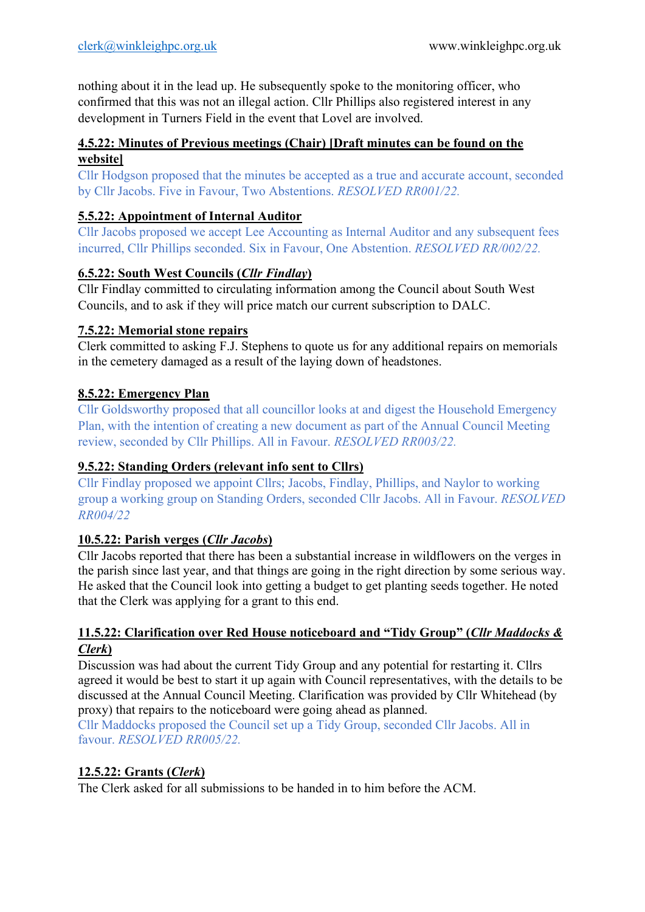nothing about it in the lead up. He subsequently spoke to the monitoring officer, who confirmed that this was not an illegal action. Cllr Phillips also registered interest in any development in Turners Field in the event that Lovel are involved.

**4.5.22: Minutes of Previous meetings (Chair) [Draft minutes can be found on the website]**

Cllr Hodgson proposed that the minutes be accepted as a true and accurate account, seconded by Cllr Jacobs. Five in Favour, Two Abstentions. *RESOLVED RR001/22.*

**5.5.22: Appointment of Internal Auditor**

Cllr Jacobs proposed we accept Lee Accounting as Internal Auditor and any subsequent fees incurred, Cllr Phillips seconded. Six in Favour, One Abstention. *RESOLVED RR/002/22.*

**6.5.22: South West Councils (*Cllr Findlay*)**

Cllr Findlay committed to circulating information among the Council about South West Councils, and to ask if they will price match our current subscription to DALC.

**7.5.22: Memorial stone repairs**

Clerk committed to asking F.J. Stephens to quote us for any additional repairs on memorials in the cemetery damaged as a result of the laying down of headstones.

**8.5.22: Emergency Plan**

Cllr Goldsworthy proposed that all councillor looks at and digest the Household Emergency Plan, with the intention of creating a new document as part of the Annual Council Meeting review, seconded by Cllr Phillips. All in Favour. *RESOLVED RR003/22.*

**9.5.22: Standing Orders (relevant info sent to Cllrs)**

Cllr Findlay proposed we appoint Cllrs; Jacobs, Findlay, Phillips, and Naylor to working group a working group on Standing Orders, seconded Cllr Jacobs. All in Favour. *RESOLVED RR004/22*

**10.5.22: Parish verges (*Cllr Jacobs*)**

Cllr Jacobs reported that there has been a substantial increase in wildflowers on the verges in the parish since last year, and that things are going in the right direction by some serious way. He asked that the Council look into getting a budget to get planting seeds together. He noted that the Clerk was applying for a grant to this end.

**11.5.22: Clarification over Red House noticeboard and "Tidy Group" (*Cllr Maddocks & Clerk*)**

Discussion was had about the current Tidy Group and any potential for restarting it. Cllrs agreed it would be best to start it up again with Council representatives, with the details to be discussed at the Annual Council Meeting. Clarification was provided by Cllr Whitehead (by proxy) that repairs to the noticeboard were going ahead as planned.

Cllr Maddocks proposed the Council set up a Tidy Group, seconded Cllr Jacobs. All in favour. *RESOLVED RR005/22.*

**12.5.22: Grants (*Clerk*)**

The Clerk asked for all submissions to be handed in to him before the ACM.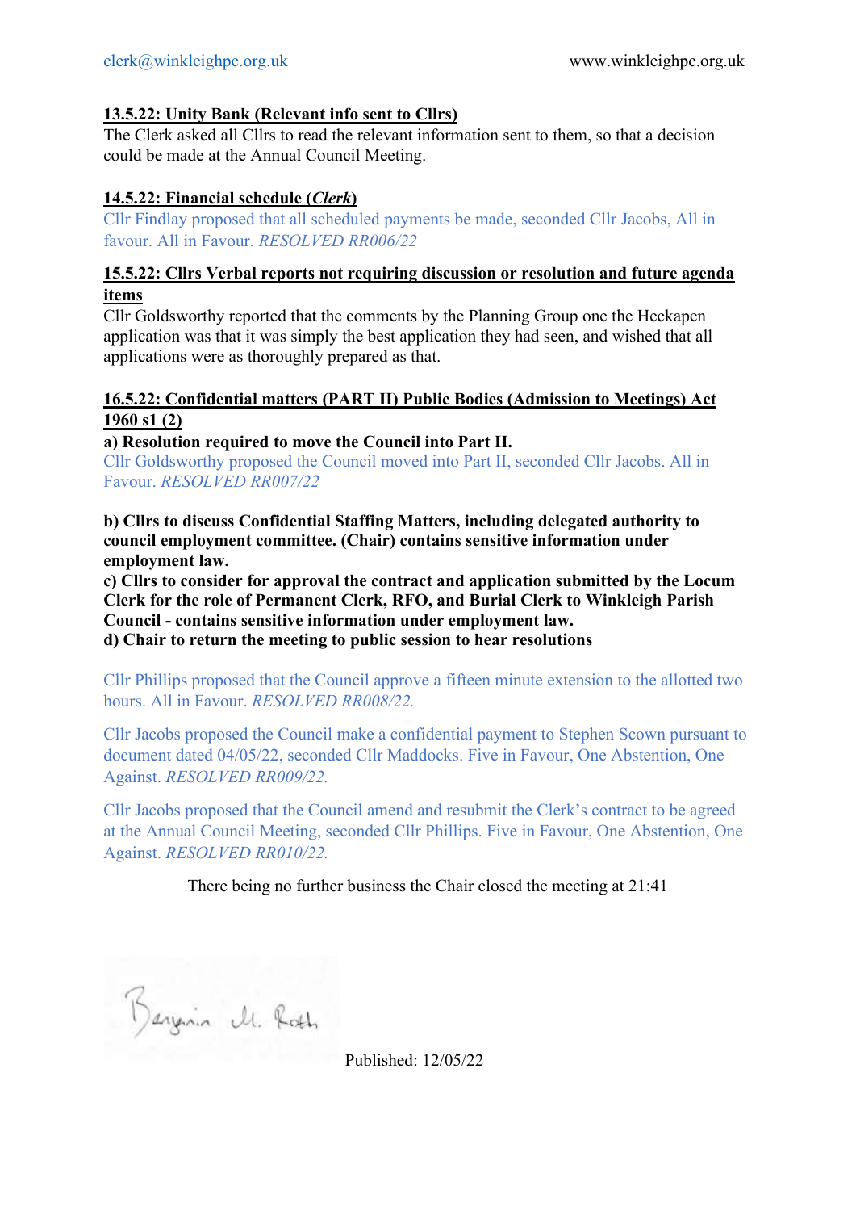**13.5.22: Unity Bank (Relevant info sent to Cllrs)**

The Clerk asked all Cllrs to read the relevant information sent to them, so that a decision could be made at the Annual Council Meeting.

**14.5.22: Financial schedule (*Clerk*)**

Cllr Findlay proposed that all scheduled payments be made, seconded Cllr Jacobs, All in favour. All in Favour. *RESOLVED RR006/22*

**15.5.22: Cllrs Verbal reports not requiring discussion or resolution and future agenda items**

Cllr Goldsworthy reported that the comments by the Planning Group one the Heckapen application was that it was simply the best application they had seen, and wished that all applications were as thoroughly prepared as that.

**16.5.22: Confidential matters (PART II) Public Bodies (Admission to Meetings) Act 1960 s1 (2)**

**a) Resolution required to move the Council into Part II.**

Cllr Goldsworthy proposed the Council moved into Part II, seconded Cllr Jacobs. All in Favour. *RESOLVED RR007/22*

**b) Cllrs to discuss Confidential Staffing Matters, including delegated authority to council employment committee. (Chair) contains sensitive information under employment law.**

**c) Cllrs to consider for approval the contract and application submitted by the Locum Clerk for the role of Permanent Clerk, RFO, and Burial Clerk to Winkleigh Parish Council - contains sensitive information under employment law.**

**d) Chair to return the meeting to public session to hear resolutions**

Cllr Phillips proposed that the Council approve a fifteen minute extension to the allotted two hours. All in Favour. *RESOLVED RR008/22.*

Cllr Jacobs proposed the Council make a confidential payment to Stephen Scown pursuant to document dated 04/05/22, seconded Cllr Maddocks. Five in Favour, One Abstention, One Against. *RESOLVED RR009/22.*

Cllr Jacobs proposed that the Council amend and resubmit the Clerk's contract to be agreed at the Annual Council Meeting, seconded Cllr Phillips. Five in Favour, One Abstention, One Against. *RESOLVED RR010/22.*

There being no further business the Chair closed the meeting at 21:41

Benjamin M. Roth

Published: 12/05/22